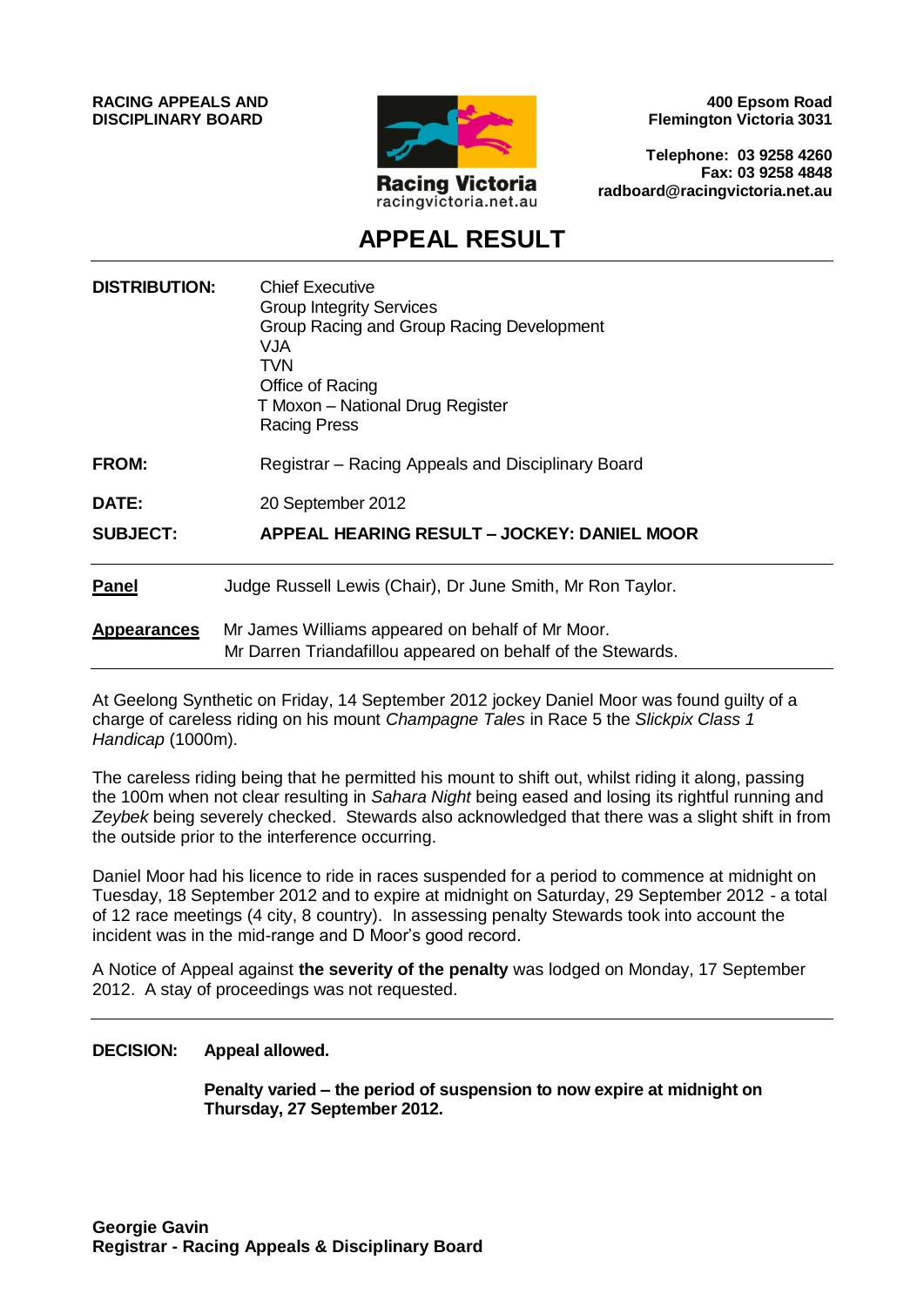**RACING APPEALS AND DISCIPLINARY BOARD**

Racing Victoria
racingvictoria.net.au

**400 Epsom Road**
**Flemington Victoria 3031**

**Telephone: 03 9258 4260**
**Fax: 03 9258 4848**
**radboard@racingvictoria.net.au**

# APPEAL RESULT

**DISTRIBUTION:** Chief Executive
Group Integrity Services
Group Racing and Group Racing Development
VJA
TVN
Office of Racing
T Moxon – National Drug Register
Racing Press

**FROM:** Registrar – Racing Appeals and Disciplinary Board

**DATE:** 20 September 2012

**SUBJECT:** **APPEAL HEARING RESULT – JOCKEY: DANIEL MOOR**

---

**Panel** Judge Russell Lewis (Chair), Dr June Smith, Mr Ron Taylor.

**Appearances** Mr James Williams appeared on behalf of Mr Moor.
Mr Darren Triandafillou appeared on behalf of the Stewards.

---

At Geelong Synthetic on Friday, 14 September 2012 jockey Daniel Moor was found guilty of a charge of careless riding on his mount *Champagne Tales* in Race 5 the *Slickpix Class 1 Handicap* (1000m).

The careless riding being that he permitted his mount to shift out, whilst riding it along, passing the 100m when not clear resulting in *Sahara Night* being eased and losing its rightful running and *Zeybek* being severely checked. Stewards also acknowledged that there was a slight shift in from the outside prior to the interference occurring.

Daniel Moor had his licence to ride in races suspended for a period to commence at midnight on Tuesday, 18 September 2012 and to expire at midnight on Saturday, 29 September 2012 - a total of 12 race meetings (4 city, 8 country). In assessing penalty Stewards took into account the incident was in the mid-range and D Moor's good record.

A Notice of Appeal against **the severity of the penalty** was lodged on Monday, 17 September 2012. A stay of proceedings was not requested.

---

**DECISION:** **Appeal allowed.**

**Penalty varied – the period of suspension to now expire at midnight on Thursday, 27 September 2012.**

**Georgie Gavin**
**Registrar - Racing Appeals & Disciplinary Board**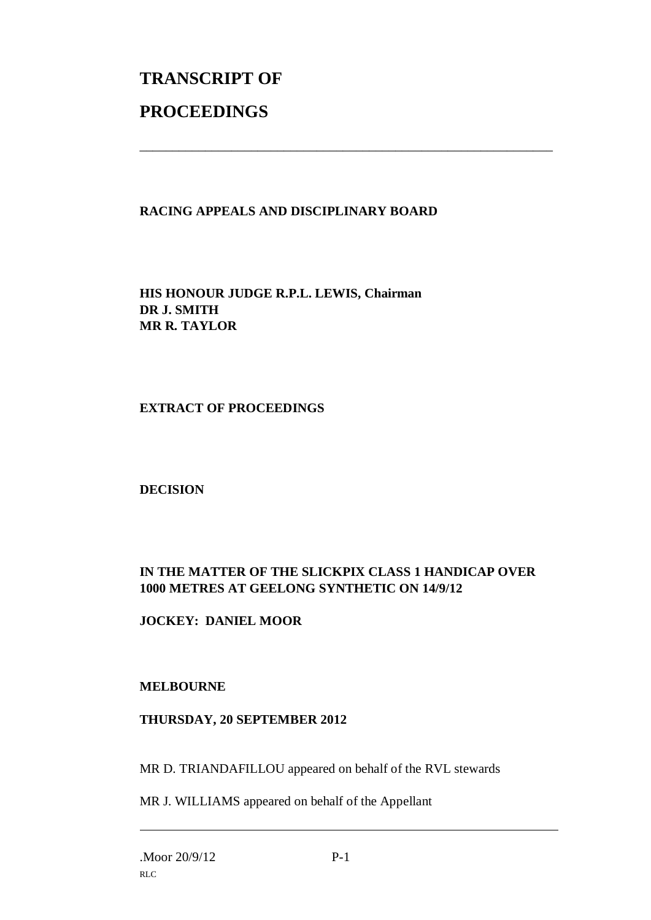# TRANSCRIPT OF

# PROCEEDINGS

---

**RACING APPEALS AND DISCIPLINARY BOARD**

**HIS HONOUR JUDGE R.P.L. LEWIS, Chairman**
**DR J. SMITH**
**MR R. TAYLOR**

**EXTRACT OF PROCEEDINGS**

**DECISION**

**IN THE MATTER OF THE SLICKPIX CLASS 1 HANDICAP OVER 1000 METRES AT GEELONG SYNTHETIC ON 14/9/12**

**JOCKEY: DANIEL MOOR**

**MELBOURNE**

**THURSDAY, 20 SEPTEMBER 2012**

MR D. TRIANDAFILLOU appeared on behalf of the RVL stewards

MR J. WILLIAMS appeared on behalf of the Appellant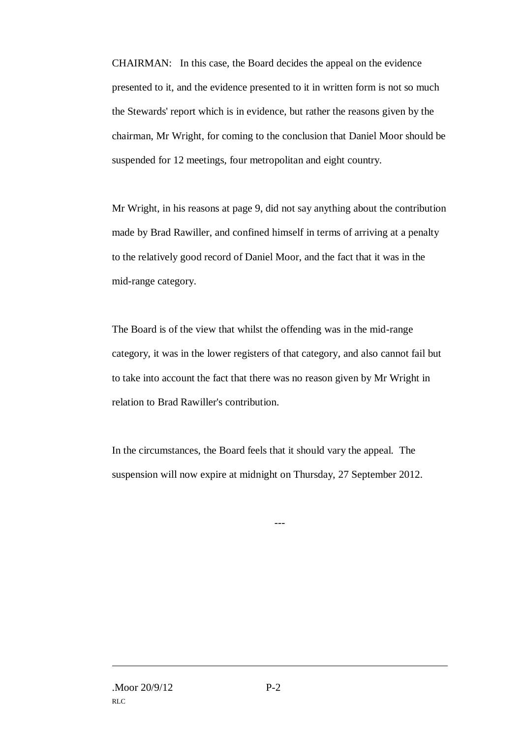CHAIRMAN: In this case, the Board decides the appeal on the evidence presented to it, and the evidence presented to it in written form is not so much the Stewards' report which is in evidence, but rather the reasons given by the chairman, Mr Wright, for coming to the conclusion that Daniel Moor should be suspended for 12 meetings, four metropolitan and eight country.

Mr Wright, in his reasons at page 9, did not say anything about the contribution made by Brad Rawiller, and confined himself in terms of arriving at a penalty to the relatively good record of Daniel Moor, and the fact that it was in the mid-range category.

The Board is of the view that whilst the offending was in the mid-range category, it was in the lower registers of that category, and also cannot fail but to take into account the fact that there was no reason given by Mr Wright in relation to Brad Rawiller's contribution.

In the circumstances, the Board feels that it should vary the appeal. The suspension will now expire at midnight on Thursday, 27 September 2012.

---